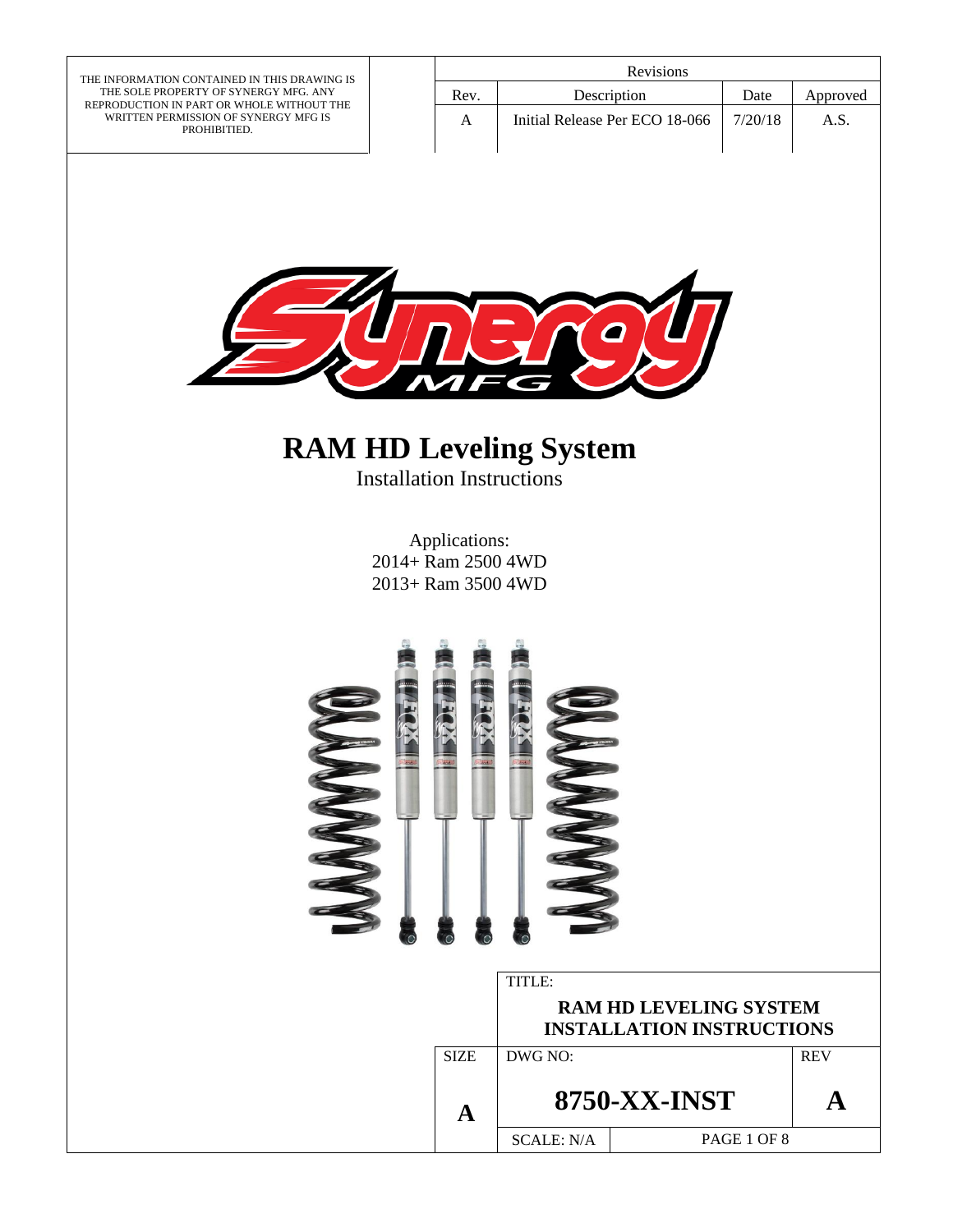THE INFORMATION CONTAINED IN THIS DRAWING IS THE SOLE PROPERTY OF SYNERGY MFG. ANY REPRODUCTION IN PART OR WHOLE WITHOUT THE WRITTEN PERMISSION OF SYNERGY MFG IS PROHIBITED.

| Revisions | | | |
|---|---|---|---|
| Rev. | Description | Date | Approved |
| A | Initial Release Per ECO 18-066 | 7/20/18 | A.S. |

# RAM HD Leveling System

Installation Instructions

Applications:
2014+ Ram 2500 4WD
2013+ Ram 3500 4WD

| | | |
|---|---|---|
| TITLE: **RAM HD LEVELING SYSTEM INSTALLATION INSTRUCTIONS** | | |
| SIZE: **A** | DWG NO: **8750-XX-INST** | REV: **A** |
| SCALE: N/A | | |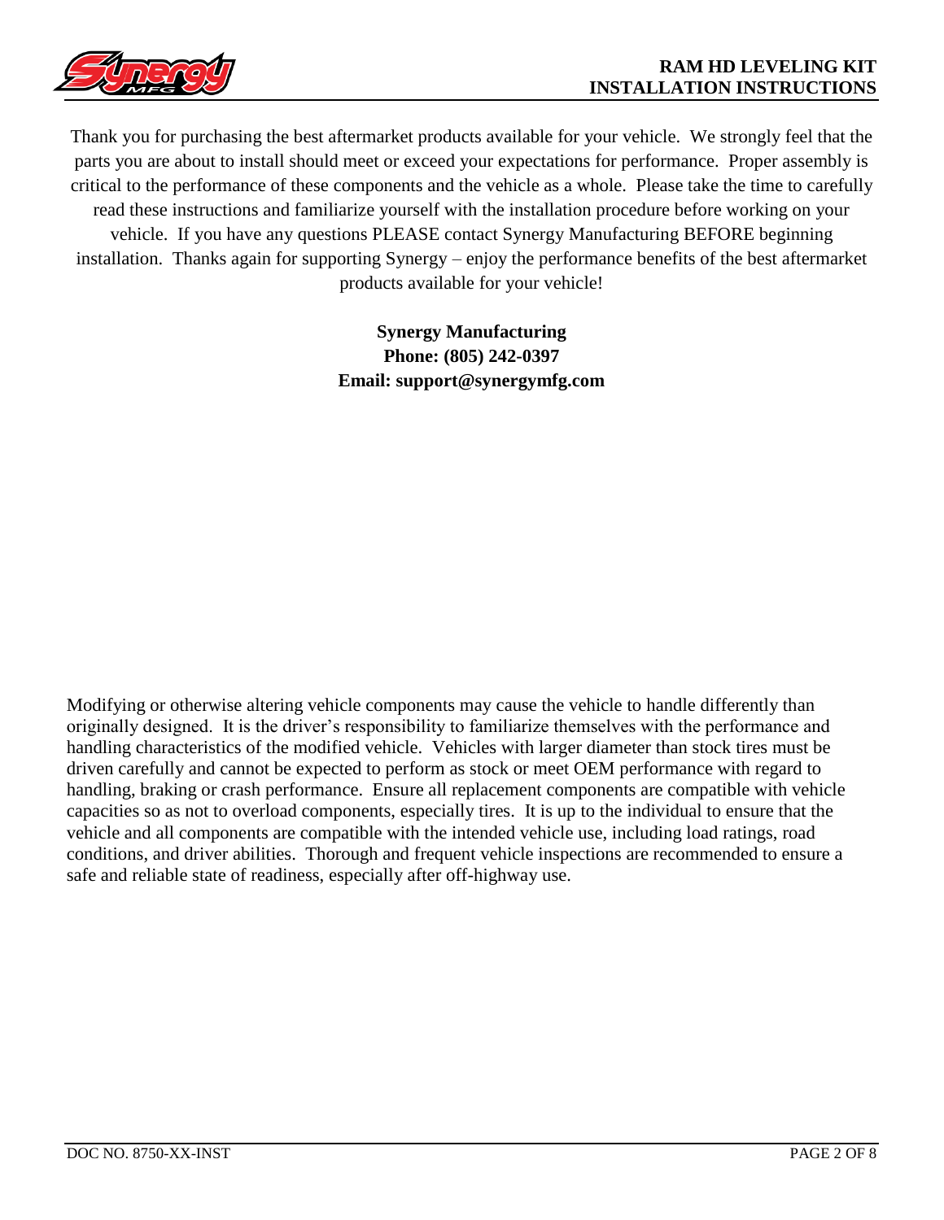Thank you for purchasing the best aftermarket products available for your vehicle. We strongly feel that the parts you are about to install should meet or exceed your expectations for performance. Proper assembly is critical to the performance of these components and the vehicle as a whole. Please take the time to carefully read these instructions and familiarize yourself with the installation procedure before working on your vehicle. If you have any questions PLEASE contact Synergy Manufacturing BEFORE beginning installation. Thanks again for supporting Synergy – enjoy the performance benefits of the best aftermarket products available for your vehicle!

**Synergy Manufacturing**
**Phone: (805) 242-0397**
**Email: support@synergymfg.com**

Modifying or otherwise altering vehicle components may cause the vehicle to handle differently than originally designed. It is the driver's responsibility to familiarize themselves with the performance and handling characteristics of the modified vehicle. Vehicles with larger diameter than stock tires must be driven carefully and cannot be expected to perform as stock or meet OEM performance with regard to handling, braking or crash performance. Ensure all replacement components are compatible with vehicle capacities so as not to overload components, especially tires. It is up to the individual to ensure that the vehicle and all components are compatible with the intended vehicle use, including load ratings, road conditions, and driver abilities. Thorough and frequent vehicle inspections are recommended to ensure a safe and reliable state of readiness, especially after off-highway use.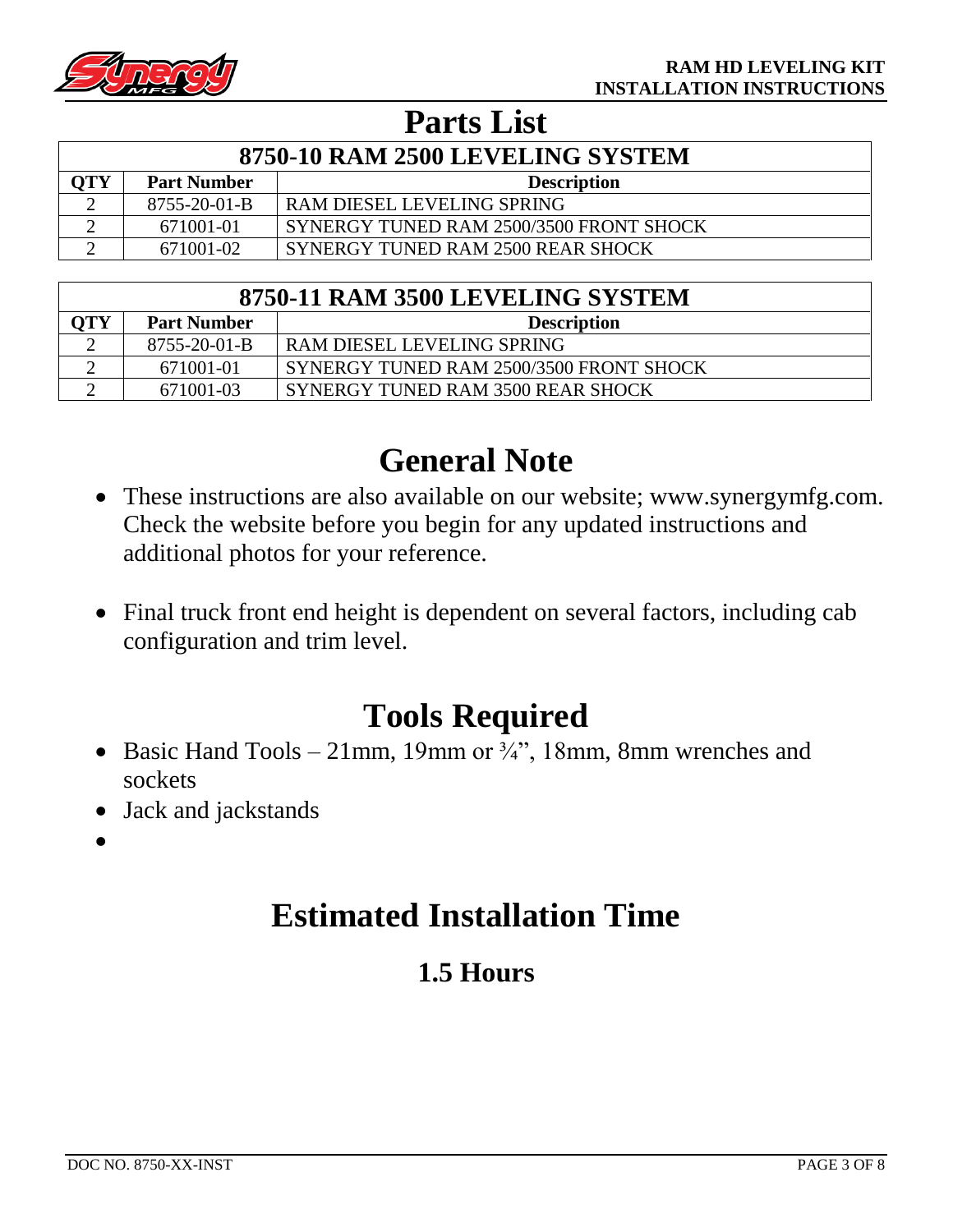# Parts List

| 8750-10 RAM 2500 LEVELING SYSTEM | | |
|---|---|---|
| **QTY** | **Part Number** | **Description** |
| 2 | 8755-20-01-B | RAM DIESEL LEVELING SPRING |
| 2 | 671001-01 | SYNERGY TUNED RAM 2500/3500 FRONT SHOCK |
| 2 | 671001-02 | SYNERGY TUNED RAM 2500 REAR SHOCK |

| 8750-11 RAM 3500 LEVELING SYSTEM | | |
|---|---|---|
| **QTY** | **Part Number** | **Description** |
| 2 | 8755-20-01-B | RAM DIESEL LEVELING SPRING |
| 2 | 671001-01 | SYNERGY TUNED RAM 2500/3500 FRONT SHOCK |
| 2 | 671001-03 | SYNERGY TUNED RAM 3500 REAR SHOCK |

# General Note

- These instructions are also available on our website; www.synergymfg.com. Check the website before you begin for any updated instructions and additional photos for your reference.
- Final truck front end height is dependent on several factors, including cab configuration and trim level.

# Tools Required

- Basic Hand Tools – 21mm, 19mm or ¾", 18mm, 8mm wrenches and sockets
- Jack and jackstands

# Estimated Installation Time

## 1.5 Hours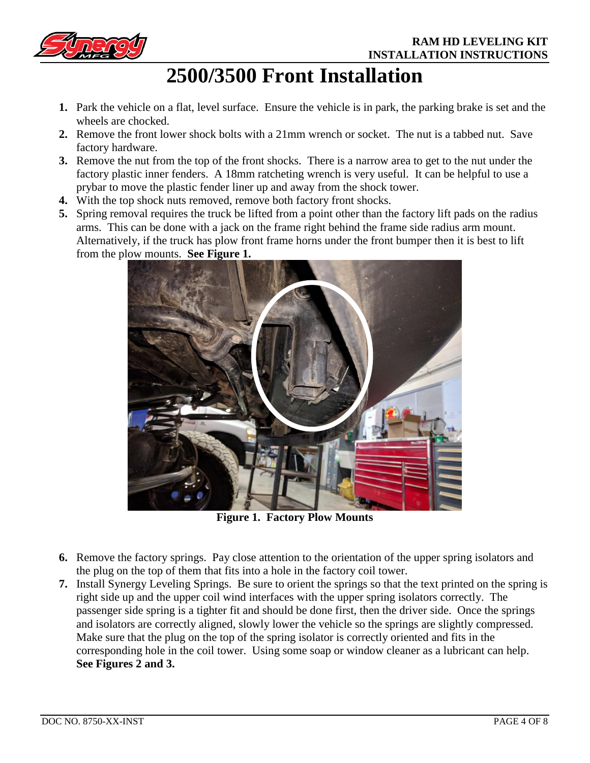# 2500/3500 Front Installation

1. Park the vehicle on a flat, level surface. Ensure the vehicle is in park, the parking brake is set and the wheels are chocked.
2. Remove the front lower shock bolts with a 21mm wrench or socket. The nut is a tabbed nut. Save factory hardware.
3. Remove the nut from the top of the front shocks. There is a narrow area to get to the nut under the factory plastic inner fenders. A 18mm ratcheting wrench is very useful. It can be helpful to use a prybar to move the plastic fender liner up and away from the shock tower.
4. With the top shock nuts removed, remove both factory front shocks.
5. Spring removal requires the truck be lifted from a point other than the factory lift pads on the radius arms. This can be done with a jack on the frame right behind the frame side radius arm mount. Alternatively, if the truck has plow front frame horns under the front bumper then it is best to lift from the plow mounts. **See Figure 1.**

**Figure 1. Factory Plow Mounts**

6. Remove the factory springs. Pay close attention to the orientation of the upper spring isolators and the plug on the top of them that fits into a hole in the factory coil tower.
7. Install Synergy Leveling Springs. Be sure to orient the springs so that the text printed on the spring is right side up and the upper coil wind interfaces with the upper spring isolators correctly. The passenger side spring is a tighter fit and should be done first, then the driver side. Once the springs and isolators are correctly aligned, slowly lower the vehicle so the springs are slightly compressed. Make sure that the plug on the top of the spring isolator is correctly oriented and fits in the corresponding hole in the coil tower. Using some soap or window cleaner as a lubricant can help. **See Figures 2 and 3.**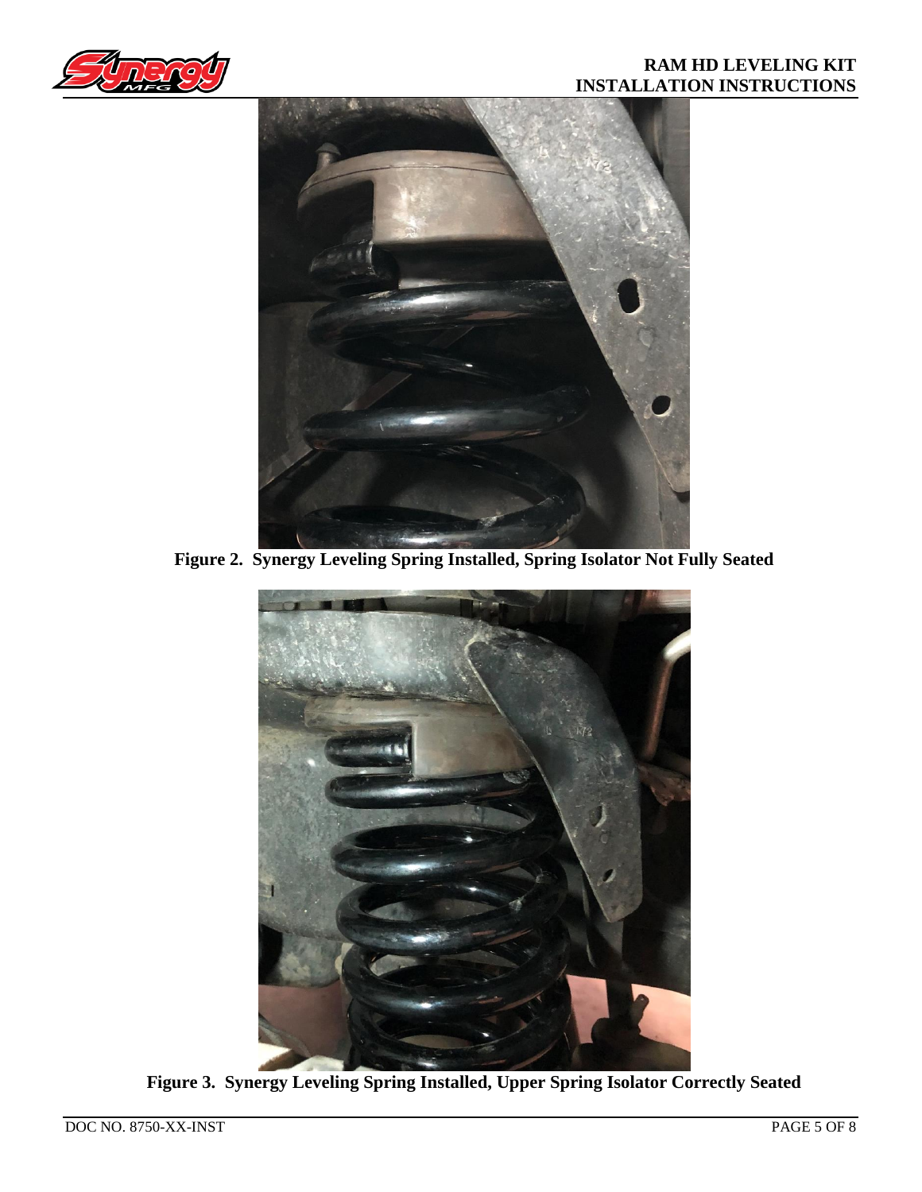Figure 2. Synergy Leveling Spring Installed, Spring Isolator Not Fully Seated

Figure 3. Synergy Leveling Spring Installed, Upper Spring Isolator Correctly Seated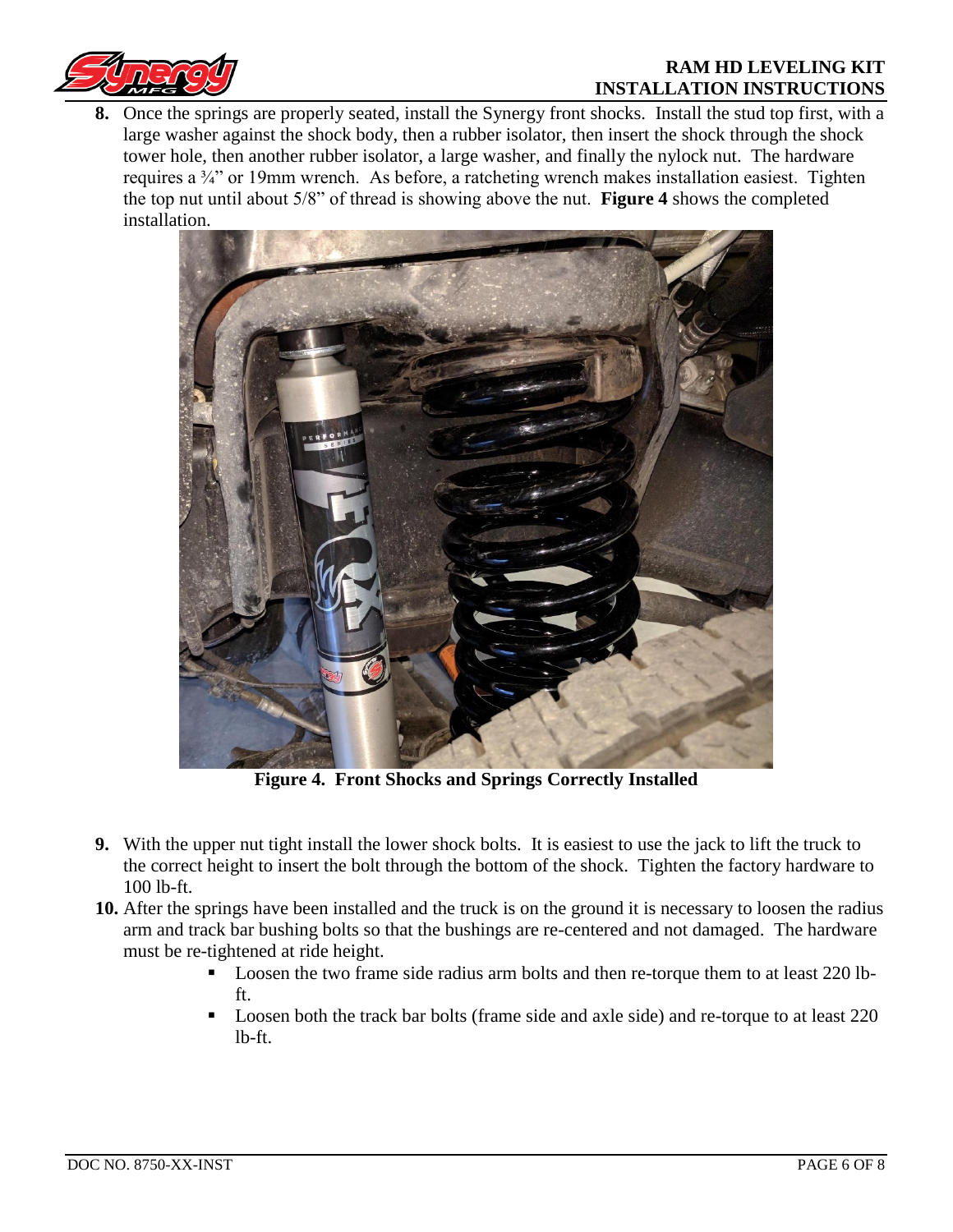8. Once the springs are properly seated, install the Synergy front shocks. Install the stud top first, with a large washer against the shock body, then a rubber isolator, then insert the shock through the shock tower hole, then another rubber isolator, a large washer, and finally the nylock nut. The hardware requires a ¾" or 19mm wrench. As before, a ratcheting wrench makes installation easiest. Tighten the top nut until about 5/8" of thread is showing above the nut. **Figure 4** shows the completed installation.

**Figure 4. Front Shocks and Springs Correctly Installed**

9. With the upper nut tight install the lower shock bolts. It is easiest to use the jack to lift the truck to the correct height to insert the bolt through the bottom of the shock. Tighten the factory hardware to 100 lb-ft.
10. After the springs have been installed and the truck is on the ground it is necessary to loosen the radius arm and track bar bushing bolts so that the bushings are re-centered and not damaged. The hardware must be re-tightened at ride height.
    - Loosen the two frame side radius arm bolts and then re-torque them to at least 220 lb-ft.
    - Loosen both the track bar bolts (frame side and axle side) and re-torque to at least 220 lb-ft.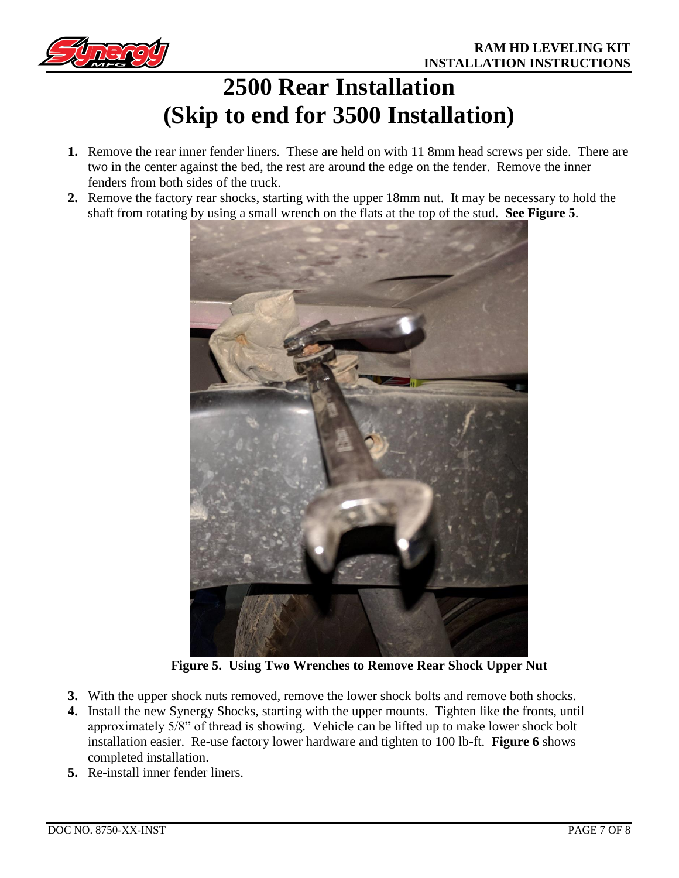# 2500 Rear Installation
# (Skip to end for 3500 Installation)

1. Remove the rear inner fender liners. These are held on with 11 8mm head screws per side. There are two in the center against the bed, the rest are around the edge on the fender. Remove the inner fenders from both sides of the truck.
2. Remove the factory rear shocks, starting with the upper 18mm nut. It may be necessary to hold the shaft from rotating by using a small wrench on the flats at the top of the stud. **See Figure 5**.

**Figure 5. Using Two Wrenches to Remove Rear Shock Upper Nut**

3. With the upper shock nuts removed, remove the lower shock bolts and remove both shocks.
4. Install the new Synergy Shocks, starting with the upper mounts. Tighten like the fronts, until approximately 5/8" of thread is showing. Vehicle can be lifted up to make lower shock bolt installation easier. Re-use factory lower hardware and tighten to 100 lb-ft. **Figure 6** shows completed installation.
5. Re-install inner fender liners.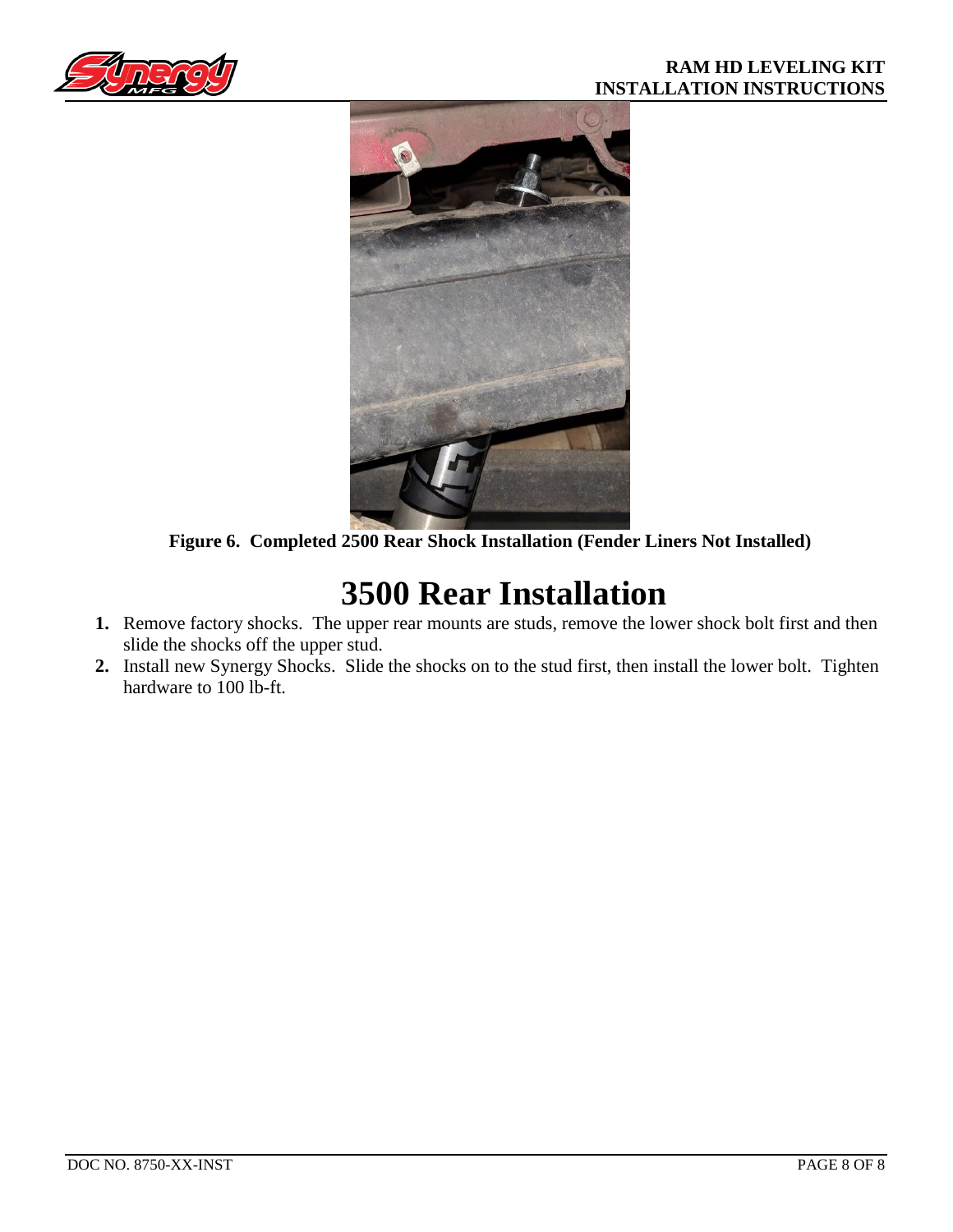Figure 6. Completed 2500 Rear Shock Installation (Fender Liners Not Installed)

# 3500 Rear Installation

1. Remove factory shocks. The upper rear mounts are studs, remove the lower shock bolt first and then slide the shocks off the upper stud.
2. Install new Synergy Shocks. Slide the shocks on to the stud first, then install the lower bolt. Tighten hardware to 100 lb-ft.